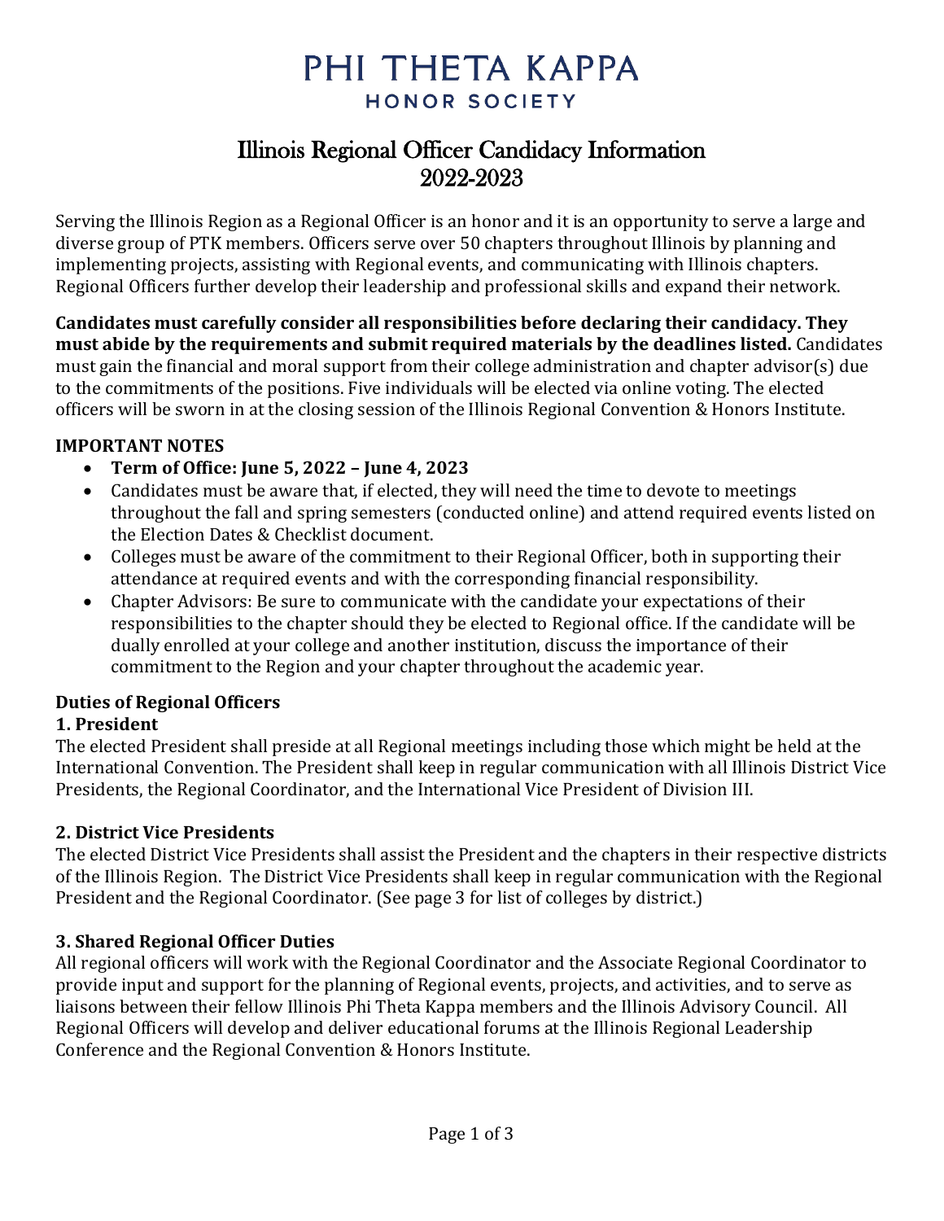# PHI THETA KAPPA
HONOR SOCIETY

## Illinois Regional Officer Candidacy Information 2022-2023

Serving the Illinois Region as a Regional Officer is an honor and it is an opportunity to serve a large and diverse group of PTK members. Officers serve over 50 chapters throughout Illinois by planning and implementing projects, assisting with Regional events, and communicating with Illinois chapters. Regional Officers further develop their leadership and professional skills and expand their network.

**Candidates must carefully consider all responsibilities before declaring their candidacy. They must abide by the requirements and submit required materials by the deadlines listed.** Candidates must gain the financial and moral support from their college administration and chapter advisor(s) due to the commitments of the positions. Five individuals will be elected via online voting. The elected officers will be sworn in at the closing session of the Illinois Regional Convention & Honors Institute.

**IMPORTANT NOTES**

- **Term of Office: June 5, 2022 – June 4, 2023**
- Candidates must be aware that, if elected, they will need the time to devote to meetings throughout the fall and spring semesters (conducted online) and attend required events listed on the Election Dates & Checklist document.
- Colleges must be aware of the commitment to their Regional Officer, both in supporting their attendance at required events and with the corresponding financial responsibility.
- Chapter Advisors: Be sure to communicate with the candidate your expectations of their responsibilities to the chapter should they be elected to Regional office. If the candidate will be dually enrolled at your college and another institution, discuss the importance of their commitment to the Region and your chapter throughout the academic year.

**Duties of Regional Officers**

**1. President**

The elected President shall preside at all Regional meetings including those which might be held at the International Convention. The President shall keep in regular communication with all Illinois District Vice Presidents, the Regional Coordinator, and the International Vice President of Division III.

**2. District Vice Presidents**

The elected District Vice Presidents shall assist the President and the chapters in their respective districts of the Illinois Region. The District Vice Presidents shall keep in regular communication with the Regional President and the Regional Coordinator. (See page 3 for list of colleges by district.)

**3. Shared Regional Officer Duties**

All regional officers will work with the Regional Coordinator and the Associate Regional Coordinator to provide input and support for the planning of Regional events, projects, and activities, and to serve as liaisons between their fellow Illinois Phi Theta Kappa members and the Illinois Advisory Council. All Regional Officers will develop and deliver educational forums at the Illinois Regional Leadership Conference and the Regional Convention & Honors Institute.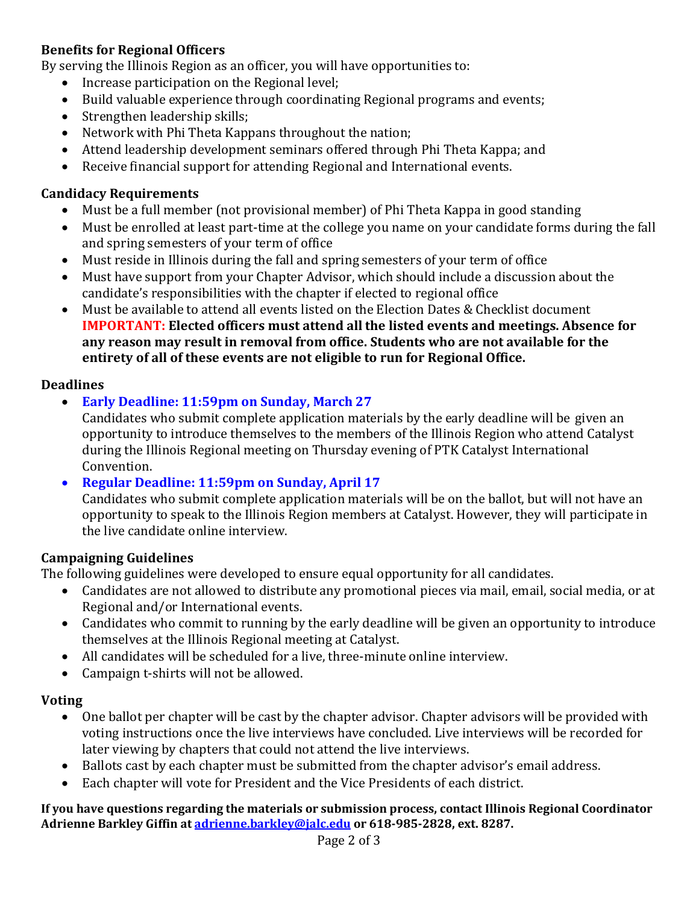**Benefits for Regional Officers**

By serving the Illinois Region as an officer, you will have opportunities to:

- Increase participation on the Regional level;
- Build valuable experience through coordinating Regional programs and events;
- Strengthen leadership skills;
- Network with Phi Theta Kappans throughout the nation;
- Attend leadership development seminars offered through Phi Theta Kappa; and
- Receive financial support for attending Regional and International events.

**Candidacy Requirements**

- Must be a full member (not provisional member) of Phi Theta Kappa in good standing
- Must be enrolled at least part-time at the college you name on your candidate forms during the fall and spring semesters of your term of office
- Must reside in Illinois during the fall and spring semesters of your term of office
- Must have support from your Chapter Advisor, which should include a discussion about the candidate's responsibilities with the chapter if elected to regional office
- Must be available to attend all events listed on the Election Dates & Checklist document **IMPORTANT: Elected officers must attend all the listed events and meetings. Absence for any reason may result in removal from office. Students who are not available for the entirety of all of these events are not eligible to run for Regional Office.**

**Deadlines**

- **Early Deadline: 11:59pm on Sunday, March 27**
  Candidates who submit complete application materials by the early deadline will be given an opportunity to introduce themselves to the members of the Illinois Region who attend Catalyst during the Illinois Regional meeting on Thursday evening of PTK Catalyst International Convention.
- **Regular Deadline: 11:59pm on Sunday, April 17**
  Candidates who submit complete application materials will be on the ballot, but will not have an opportunity to speak to the Illinois Region members at Catalyst. However, they will participate in the live candidate online interview.

**Campaigning Guidelines**

The following guidelines were developed to ensure equal opportunity for all candidates.

- Candidates are not allowed to distribute any promotional pieces via mail, email, social media, or at Regional and/or International events.
- Candidates who commit to running by the early deadline will be given an opportunity to introduce themselves at the Illinois Regional meeting at Catalyst.
- All candidates will be scheduled for a live, three-minute online interview.
- Campaign t-shirts will not be allowed.

**Voting**

- One ballot per chapter will be cast by the chapter advisor. Chapter advisors will be provided with voting instructions once the live interviews have concluded. Live interviews will be recorded for later viewing by chapters that could not attend the live interviews.
- Ballots cast by each chapter must be submitted from the chapter advisor's email address.
- Each chapter will vote for President and the Vice Presidents of each district.

**If you have questions regarding the materials or submission process, contact Illinois Regional Coordinator Adrienne Barkley Giffin at adrienne.barkley@jalc.edu or 618-985-2828, ext. 8287.**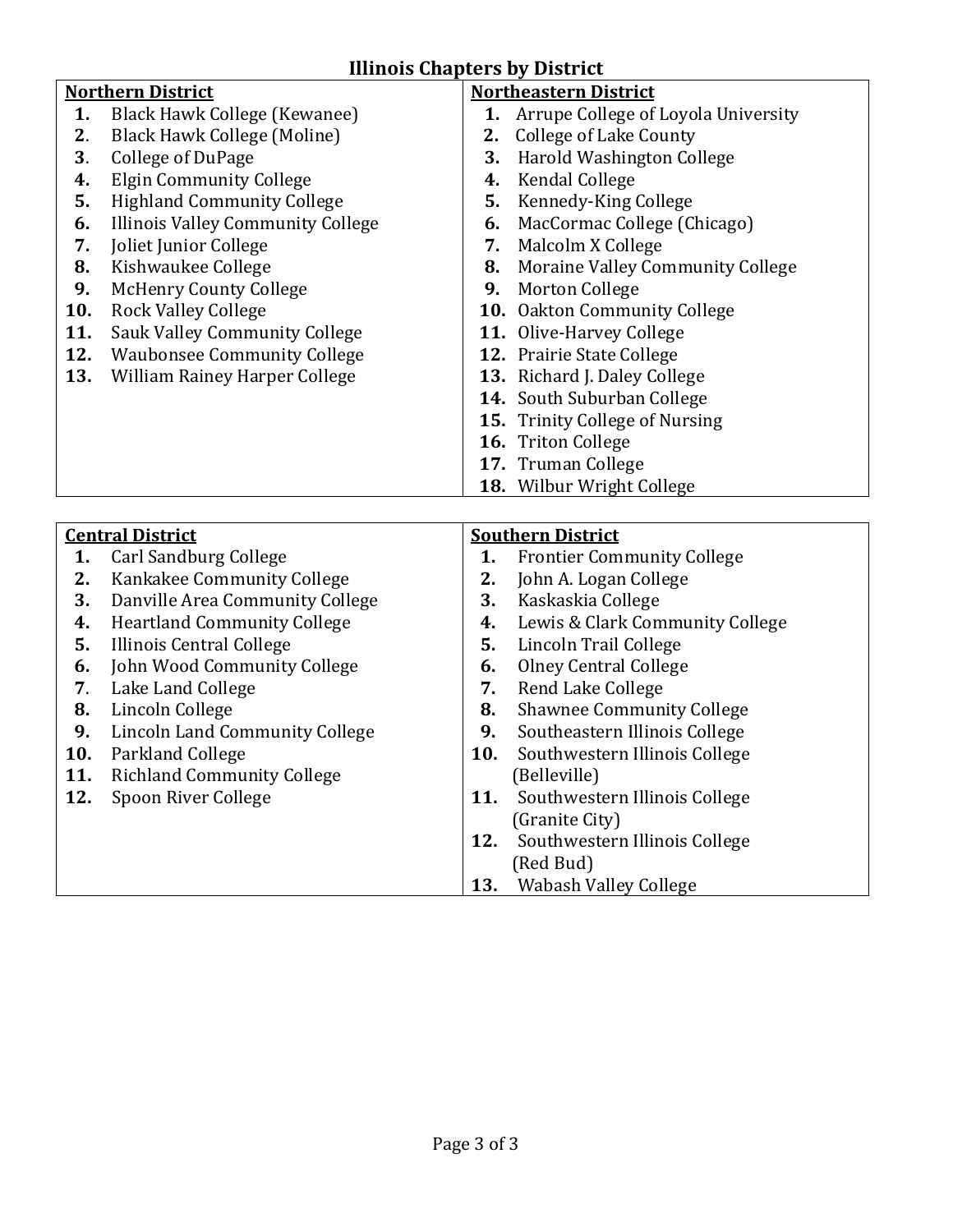# Illinois Chapters by District

## Northern District

1. Black Hawk College (Kewanee)
2. Black Hawk College (Moline)
3. College of DuPage
4. Elgin Community College
5. Highland Community College
6. Illinois Valley Community College
7. Joliet Junior College
8. Kishwaukee College
9. McHenry County College
10. Rock Valley College
11. Sauk Valley Community College
12. Waubonsee Community College
13. William Rainey Harper College

## Northeastern District

1. Arrupe College of Loyola University
2. College of Lake County
3. Harold Washington College
4. Kendal College
5. Kennedy-King College
6. MacCormac College (Chicago)
7. Malcolm X College
8. Moraine Valley Community College
9. Morton College
10. Oakton Community College
11. Olive-Harvey College
12. Prairie State College
13. Richard J. Daley College
14. South Suburban College
15. Trinity College of Nursing
16. Triton College
17. Truman College
18. Wilbur Wright College

## Central District

1. Carl Sandburg College
2. Kankakee Community College
3. Danville Area Community College
4. Heartland Community College
5. Illinois Central College
6. John Wood Community College
7. Lake Land College
8. Lincoln College
9. Lincoln Land Community College
10. Parkland College
11. Richland Community College
12. Spoon River College

## Southern District

1. Frontier Community College
2. John A. Logan College
3. Kaskaskia College
4. Lewis & Clark Community College
5. Lincoln Trail College
6. Olney Central College
7. Rend Lake College
8. Shawnee Community College
9. Southeastern Illinois College
10. Southwestern Illinois College (Belleville)
11. Southwestern Illinois College (Granite City)
12. Southwestern Illinois College (Red Bud)
13. Wabash Valley College